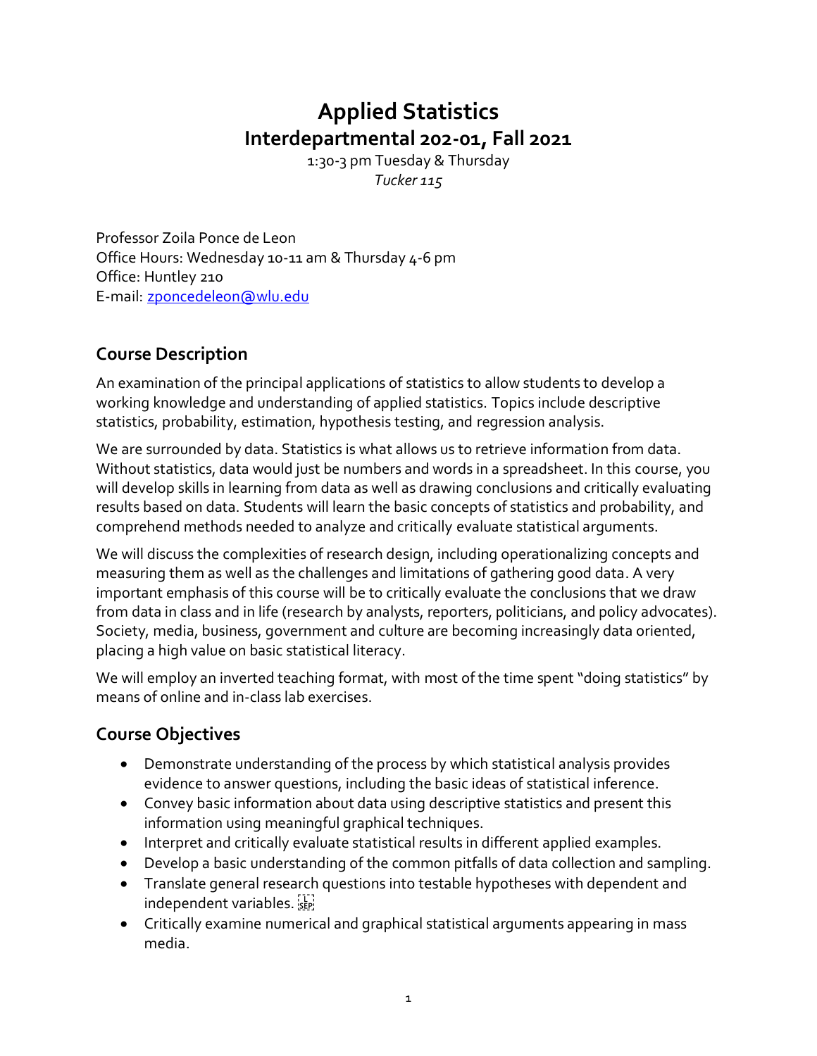# Applied Statistics

## Interdepartmental 202-01, Fall 2021

1:30-3 pm Tuesday & Thursday

*Tucker 115*

Professor Zoila Ponce de Leon
Office Hours: Wednesday 10-11 am & Thursday 4-6 pm
Office: Huntley 210
E-mail: zponcedeleon@wlu.edu

## Course Description

An examination of the principal applications of statistics to allow students to develop a working knowledge and understanding of applied statistics. Topics include descriptive statistics, probability, estimation, hypothesis testing, and regression analysis.

We are surrounded by data. Statistics is what allows us to retrieve information from data. Without statistics, data would just be numbers and words in a spreadsheet. In this course, you will develop skills in learning from data as well as drawing conclusions and critically evaluating results based on data. Students will learn the basic concepts of statistics and probability, and comprehend methods needed to analyze and critically evaluate statistical arguments.

We will discuss the complexities of research design, including operationalizing concepts and measuring them as well as the challenges and limitations of gathering good data. A very important emphasis of this course will be to critically evaluate the conclusions that we draw from data in class and in life (research by analysts, reporters, politicians, and policy advocates). Society, media, business, government and culture are becoming increasingly data oriented, placing a high value on basic statistical literacy.

We will employ an inverted teaching format, with most of the time spent "doing statistics" by means of online and in-class lab exercises.

## Course Objectives

- Demonstrate understanding of the process by which statistical analysis provides evidence to answer questions, including the basic ideas of statistical inference.
- Convey basic information about data using descriptive statistics and present this information using meaningful graphical techniques.
- Interpret and critically evaluate statistical results in different applied examples.
- Develop a basic understanding of the common pitfalls of data collection and sampling.
- Translate general research questions into testable hypotheses with dependent and independent variables.
- Critically examine numerical and graphical statistical arguments appearing in mass media.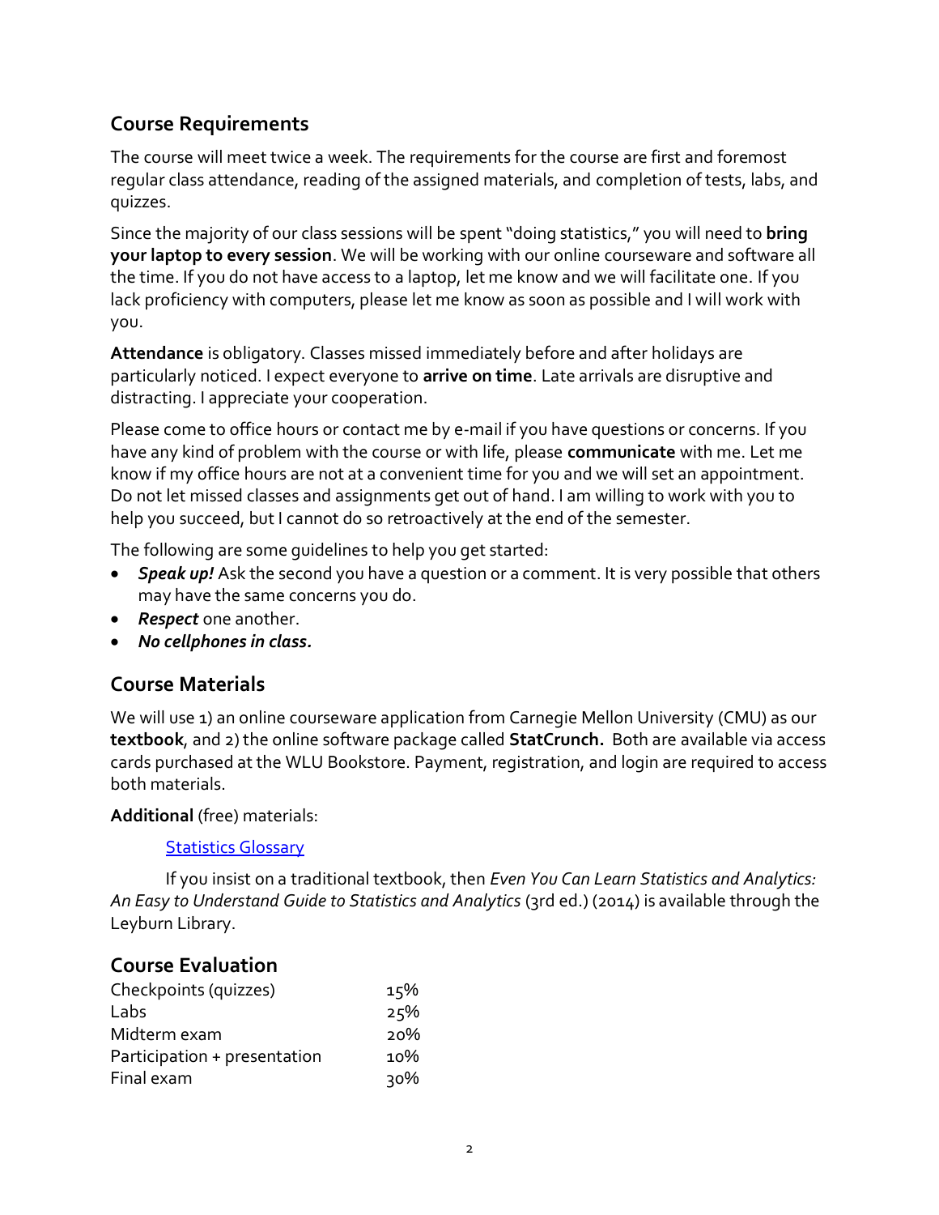## Course Requirements

The course will meet twice a week. The requirements for the course are first and foremost regular class attendance, reading of the assigned materials, and completion of tests, labs, and quizzes.

Since the majority of our class sessions will be spent "doing statistics," you will need to **bring your laptop to every session**. We will be working with our online courseware and software all the time. If you do not have access to a laptop, let me know and we will facilitate one. If you lack proficiency with computers, please let me know as soon as possible and I will work with you.

**Attendance** is obligatory. Classes missed immediately before and after holidays are particularly noticed. I expect everyone to **arrive on time**. Late arrivals are disruptive and distracting. I appreciate your cooperation.

Please come to office hours or contact me by e-mail if you have questions or concerns. If you have any kind of problem with the course or with life, please **communicate** with me. Let me know if my office hours are not at a convenient time for you and we will set an appointment. Do not let missed classes and assignments get out of hand. I am willing to work with you to help you succeed, but I cannot do so retroactively at the end of the semester.

The following are some guidelines to help you get started:

- ***Speak up!*** Ask the second you have a question or a comment. It is very possible that others may have the same concerns you do.
- ***Respect*** one another.
- ***No cellphones in class.***

## Course Materials

We will use 1) an online courseware application from Carnegie Mellon University (CMU) as our **textbook**, and 2) the online software package called **StatCrunch.** Both are available via access cards purchased at the WLU Bookstore. Payment, registration, and login are required to access both materials.

**Additional** (free) materials:

Statistics Glossary

If you insist on a traditional textbook, then *Even You Can Learn Statistics and Analytics: An Easy to Understand Guide to Statistics and Analytics* (3rd ed.) (2014) is available through the Leyburn Library.

## Course Evaluation

| | |
|---|---|
| Checkpoints (quizzes) | 15% |
| Labs | 25% |
| Midterm exam | 20% |
| Participation + presentation | 10% |
| Final exam | 30% |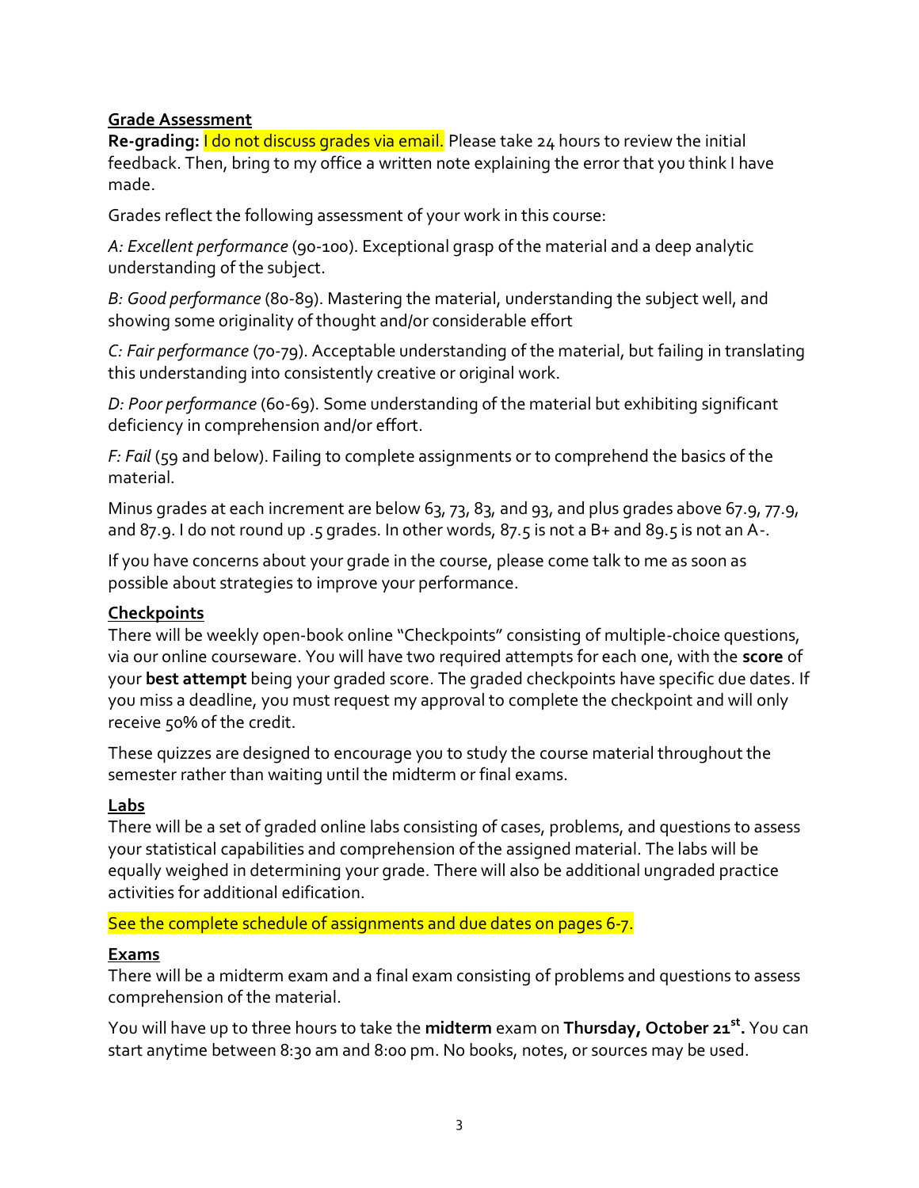## Grade Assessment

**Re-grading:** I do not discuss grades via email. Please take 24 hours to review the initial feedback. Then, bring to my office a written note explaining the error that you think I have made.

Grades reflect the following assessment of your work in this course:

*A: Excellent performance* (90-100). Exceptional grasp of the material and a deep analytic understanding of the subject.

*B: Good performance* (80-89). Mastering the material, understanding the subject well, and showing some originality of thought and/or considerable effort

*C: Fair performance* (70-79). Acceptable understanding of the material, but failing in translating this understanding into consistently creative or original work.

*D: Poor performance* (60-69). Some understanding of the material but exhibiting significant deficiency in comprehension and/or effort.

*F: Fail* (59 and below). Failing to complete assignments or to comprehend the basics of the material.

Minus grades at each increment are below 63, 73, 83, and 93, and plus grades above 67.9, 77.9, and 87.9. I do not round up .5 grades. In other words, 87.5 is not a B+ and 89.5 is not an A-.

If you have concerns about your grade in the course, please come talk to me as soon as possible about strategies to improve your performance.

## Checkpoints

There will be weekly open-book online "Checkpoints" consisting of multiple-choice questions, via our online courseware. You will have two required attempts for each one, with the **score** of your **best attempt** being your graded score. The graded checkpoints have specific due dates. If you miss a deadline, you must request my approval to complete the checkpoint and will only receive 50% of the credit.

These quizzes are designed to encourage you to study the course material throughout the semester rather than waiting until the midterm or final exams.

## Labs

There will be a set of graded online labs consisting of cases, problems, and questions to assess your statistical capabilities and comprehension of the assigned material. The labs will be equally weighed in determining your grade. There will also be additional ungraded practice activities for additional edification.

See the complete schedule of assignments and due dates on pages 6-7.

## Exams

There will be a midterm exam and a final exam consisting of problems and questions to assess comprehension of the material.

You will have up to three hours to take the **midterm** exam on **Thursday, October 21st.** You can start anytime between 8:30 am and 8:00 pm. No books, notes, or sources may be used.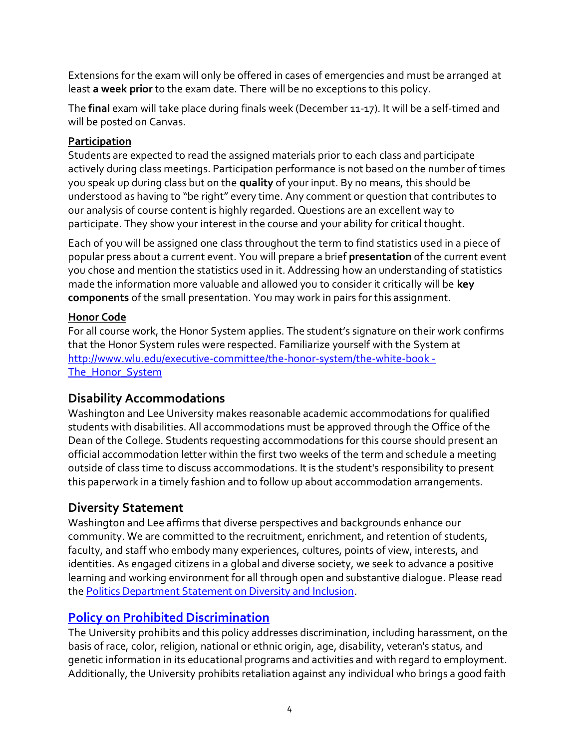Extensions for the exam will only be offered in cases of emergencies and must be arranged at least **a week prior** to the exam date. There will be no exceptions to this policy.

The **final** exam will take place during finals week (December 11-17). It will be a self-timed and will be posted on Canvas.

**Participation**

Students are expected to read the assigned materials prior to each class and participate actively during class meetings. Participation performance is not based on the number of times you speak up during class but on the **quality** of your input. By no means, this should be understood as having to "be right" every time. Any comment or question that contributes to our analysis of course content is highly regarded. Questions are an excellent way to participate. They show your interest in the course and your ability for critical thought.

Each of you will be assigned one class throughout the term to find statistics used in a piece of popular press about a current event. You will prepare a brief **presentation** of the current event you chose and mention the statistics used in it. Addressing how an understanding of statistics made the information more valuable and allowed you to consider it critically will be **key components** of the small presentation. You may work in pairs for this assignment.

**Honor Code**

For all course work, the Honor System applies. The student's signature on their work confirms that the Honor System rules were respected. Familiarize yourself with the System at [http://www.wlu.edu/executive-committee/the-honor-system/the-white-book - The_Honor_System](http://www.wlu.edu/executive-committee/the-honor-system/the-white-book)

## Disability Accommodations

Washington and Lee University makes reasonable academic accommodations for qualified students with disabilities. All accommodations must be approved through the Office of the Dean of the College. Students requesting accommodations for this course should present an official accommodation letter within the first two weeks of the term and schedule a meeting outside of class time to discuss accommodations. It is the student's responsibility to present this paperwork in a timely fashion and to follow up about accommodation arrangements.

## Diversity Statement

Washington and Lee affirms that diverse perspectives and backgrounds enhance our community. We are committed to the recruitment, enrichment, and retention of students, faculty, and staff who embody many experiences, cultures, points of view, interests, and identities. As engaged citizens in a global and diverse society, we seek to advance a positive learning and working environment for all through open and substantive dialogue. Please read the Politics Department Statement on Diversity and Inclusion.

## Policy on Prohibited Discrimination

The University prohibits and this policy addresses discrimination, including harassment, on the basis of race, color, religion, national or ethnic origin, age, disability, veteran's status, and genetic information in its educational programs and activities and with regard to employment. Additionally, the University prohibits retaliation against any individual who brings a good faith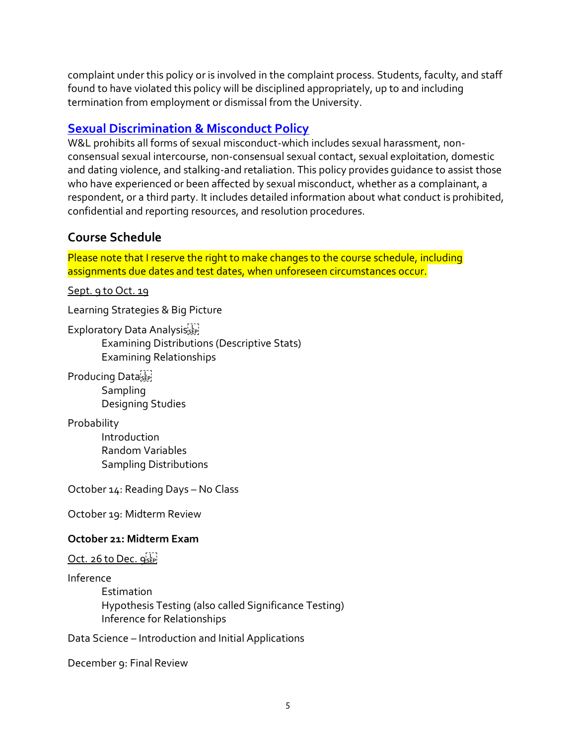complaint under this policy or is involved in the complaint process. Students, faculty, and staff found to have violated this policy will be disciplined appropriately, up to and including termination from employment or dismissal from the University.

### Sexual Discrimination & Misconduct Policy

W&L prohibits all forms of sexual misconduct-which includes sexual harassment, non-consensual sexual intercourse, non-consensual sexual contact, sexual exploitation, domestic and dating violence, and stalking-and retaliation. This policy provides guidance to assist those who have experienced or been affected by sexual misconduct, whether as a complainant, a respondent, or a third party. It includes detailed information about what conduct is prohibited, confidential and reporting resources, and resolution procedures.

## Course Schedule

Please note that I reserve the right to make changes to the course schedule, including assignments due dates and test dates, when unforeseen circumstances occur.

Sept. 9 to Oct. 19

Learning Strategies & Big Picture

Exploratory Data Analysis
- Examining Distributions (Descriptive Stats)
- Examining Relationships

Producing Data
- Sampling
- Designing Studies

Probability
- Introduction
- Random Variables
- Sampling Distributions

October 14: Reading Days – No Class

October 19: Midterm Review

**October 21: Midterm Exam**

Oct. 26 to Dec. 9

Inference
- Estimation
- Hypothesis Testing (also called Significance Testing)
- Inference for Relationships

Data Science – Introduction and Initial Applications

December 9: Final Review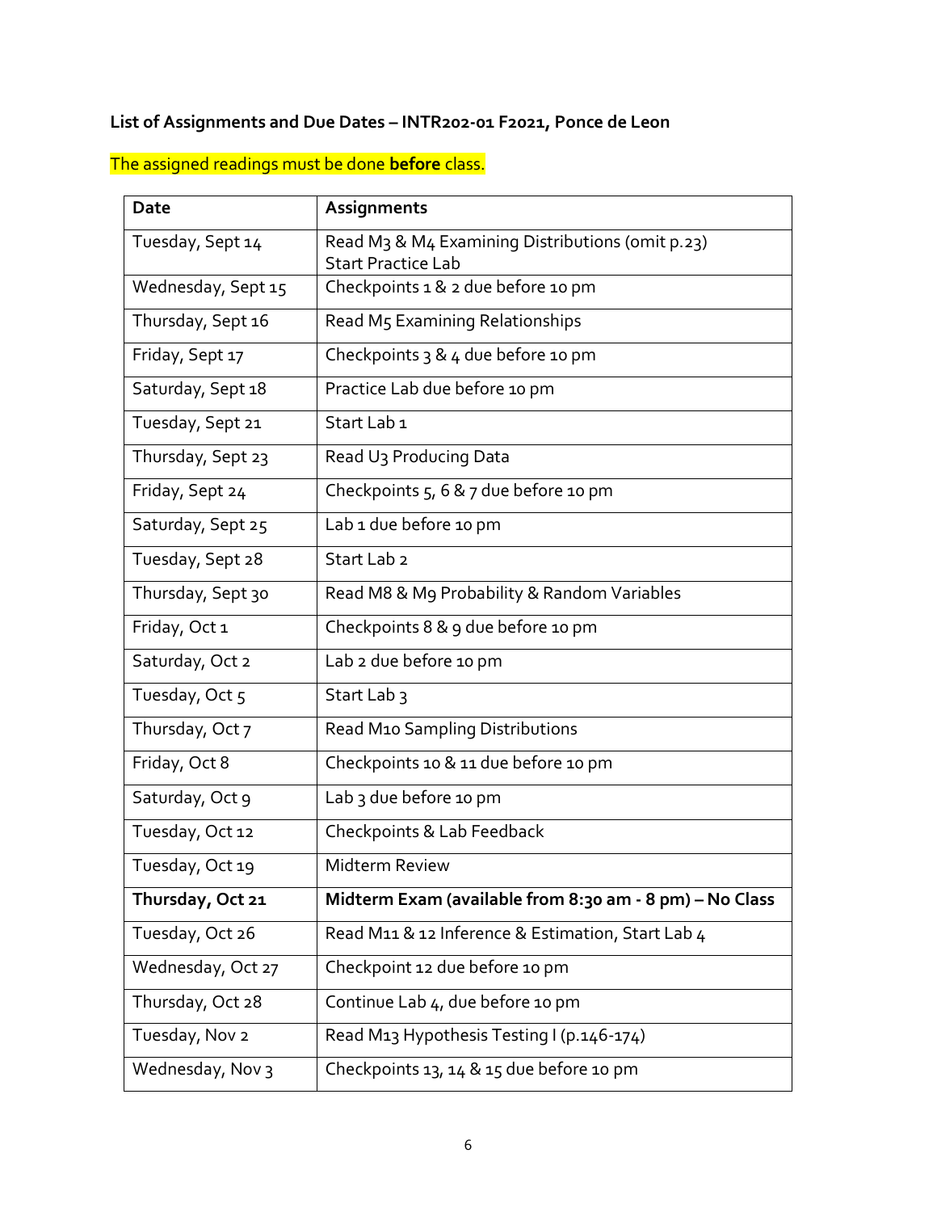**List of Assignments and Due Dates – INTR202-01 F2021, Ponce de Leon**

The assigned readings must be done **before** class.

| Date | Assignments |
|---|---|
| Tuesday, Sept 14 | Read M3 & M4 Examining Distributions (omit p.23)<br>Start Practice Lab |
| Wednesday, Sept 15 | Checkpoints 1 & 2 due before 10 pm |
| Thursday, Sept 16 | Read M5 Examining Relationships |
| Friday, Sept 17 | Checkpoints 3 & 4 due before 10 pm |
| Saturday, Sept 18 | Practice Lab due before 10 pm |
| Tuesday, Sept 21 | Start Lab 1 |
| Thursday, Sept 23 | Read U3 Producing Data |
| Friday, Sept 24 | Checkpoints 5, 6 & 7 due before 10 pm |
| Saturday, Sept 25 | Lab 1 due before 10 pm |
| Tuesday, Sept 28 | Start Lab 2 |
| Thursday, Sept 30 | Read M8 & M9 Probability & Random Variables |
| Friday, Oct 1 | Checkpoints 8 & 9 due before 10 pm |
| Saturday, Oct 2 | Lab 2 due before 10 pm |
| Tuesday, Oct 5 | Start Lab 3 |
| Thursday, Oct 7 | Read M10 Sampling Distributions |
| Friday, Oct 8 | Checkpoints 10 & 11 due before 10 pm |
| Saturday, Oct 9 | Lab 3 due before 10 pm |
| Tuesday, Oct 12 | Checkpoints & Lab Feedback |
| Tuesday, Oct 19 | Midterm Review |
| **Thursday, Oct 21** | **Midterm Exam (available from 8:30 am - 8 pm) – No Class** |
| Tuesday, Oct 26 | Read M11 & 12 Inference & Estimation, Start Lab 4 |
| Wednesday, Oct 27 | Checkpoint 12 due before 10 pm |
| Thursday, Oct 28 | Continue Lab 4, due before 10 pm |
| Tuesday, Nov 2 | Read M13 Hypothesis Testing I (p.146-174) |
| Wednesday, Nov 3 | Checkpoints 13, 14 & 15 due before 10 pm |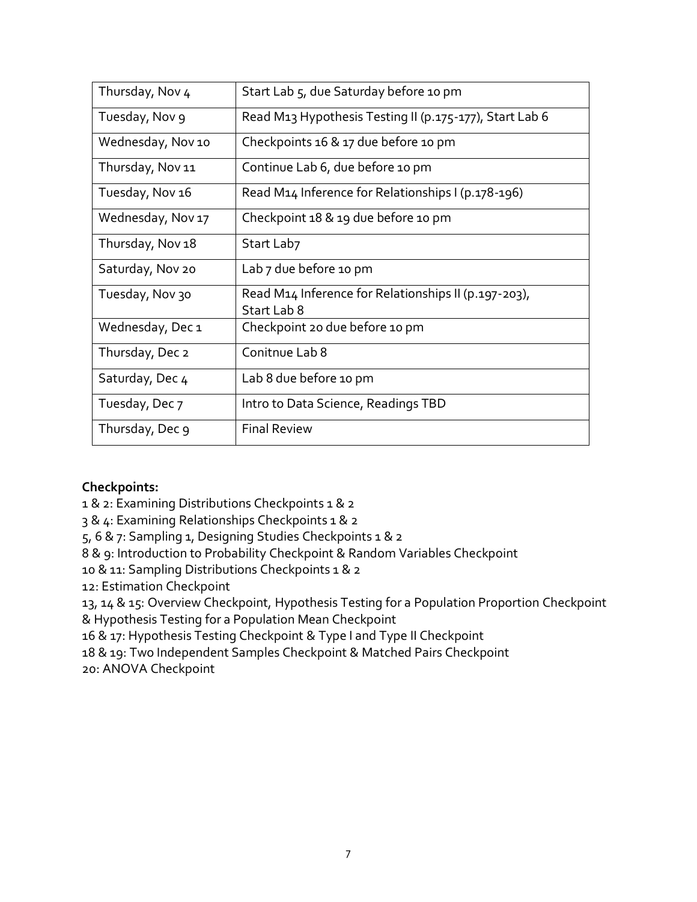| | |
|---|---|
| Thursday, Nov 4 | Start Lab 5, due Saturday before 10 pm |
| Tuesday, Nov 9 | Read M13 Hypothesis Testing II (p.175-177), Start Lab 6 |
| Wednesday, Nov 10 | Checkpoints 16 & 17 due before 10 pm |
| Thursday, Nov 11 | Continue Lab 6, due before 10 pm |
| Tuesday, Nov 16 | Read M14 Inference for Relationships I (p.178-196) |
| Wednesday, Nov 17 | Checkpoint 18 & 19 due before 10 pm |
| Thursday, Nov 18 | Start Lab7 |
| Saturday, Nov 20 | Lab 7 due before 10 pm |
| Tuesday, Nov 30 | Read M14 Inference for Relationships II (p.197-203), Start Lab 8 |
| Wednesday, Dec 1 | Checkpoint 20 due before 10 pm |
| Thursday, Dec 2 | Conitnue Lab 8 |
| Saturday, Dec 4 | Lab 8 due before 10 pm |
| Tuesday, Dec 7 | Intro to Data Science, Readings TBD |
| Thursday, Dec 9 | Final Review |

**Checkpoints:**

1 & 2: Examining Distributions Checkpoints 1 & 2
3 & 4: Examining Relationships Checkpoints 1 & 2
5, 6 & 7: Sampling 1, Designing Studies Checkpoints 1 & 2
8 & 9: Introduction to Probability Checkpoint & Random Variables Checkpoint
10 & 11: Sampling Distributions Checkpoints 1 & 2
12: Estimation Checkpoint
13, 14 & 15: Overview Checkpoint, Hypothesis Testing for a Population Proportion Checkpoint & Hypothesis Testing for a Population Mean Checkpoint
16 & 17: Hypothesis Testing Checkpoint & Type I and Type II Checkpoint
18 & 19: Two Independent Samples Checkpoint & Matched Pairs Checkpoint
20: ANOVA Checkpoint